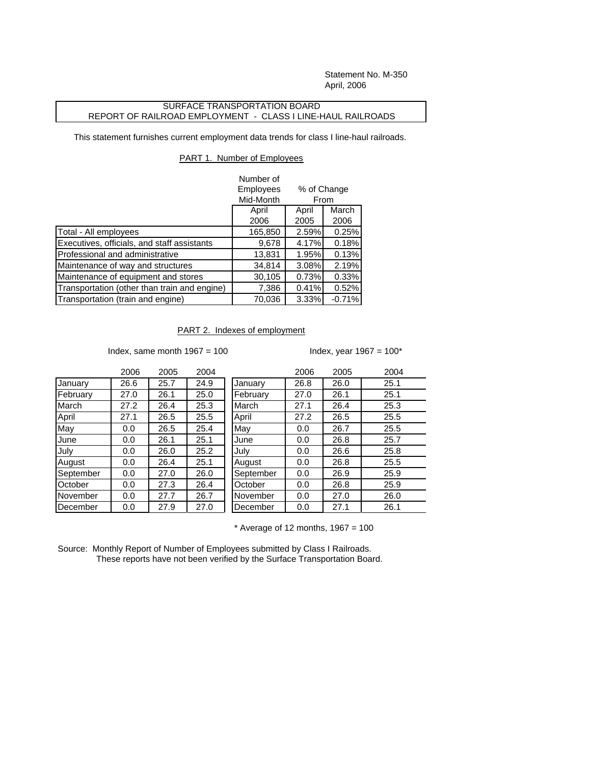Statement No. M-350
April, 2006

## SURFACE TRANSPORTATION BOARD
## REPORT OF RAILROAD EMPLOYMENT - CLASS I LINE-HAUL RAILROADS

This statement furnishes current employment data trends for class I line-haul railroads.

### PART 1. Number of Employees

| | Number of Employees Mid-Month | % of Change From | |
|---|---|---|---|
| | April 2006 | April 2005 | March 2006 |
| Total - All employees | 165,850 | 2.59% | 0.25% |
| Executives, officials, and staff assistants | 9,678 | 4.17% | 0.18% |
| Professional and administrative | 13,831 | 1.95% | 0.13% |
| Maintenance of way and structures | 34,814 | 3.08% | 2.19% |
| Maintenance of equipment and stores | 30,105 | 0.73% | 0.33% |
| Transportation (other than train and engine) | 7,386 | 0.41% | 0.52% |
| Transportation (train and engine) | 70,036 | 3.33% | -0.71% |

### PART 2. Indexes of employment

Index, same month 1967 = 100

| | 2006 | 2005 | 2004 |
|---|---|---|---|
| January | 26.6 | 25.7 | 24.9 |
| February | 27.0 | 26.1 | 25.0 |
| March | 27.2 | 26.4 | 25.3 |
| April | 27.1 | 26.5 | 25.5 |
| May | 0.0 | 26.5 | 25.4 |
| June | 0.0 | 26.1 | 25.1 |
| July | 0.0 | 26.0 | 25.2 |
| August | 0.0 | 26.4 | 25.1 |
| September | 0.0 | 27.0 | 26.0 |
| October | 0.0 | 27.3 | 26.4 |
| November | 0.0 | 27.7 | 26.7 |
| December | 0.0 | 27.9 | 27.0 |

Index, year 1967 = 100*

| | 2006 | 2005 | 2004 |
|---|---|---|---|
| January | 26.8 | 26.0 | 25.1 |
| February | 27.0 | 26.1 | 25.1 |
| March | 27.1 | 26.4 | 25.3 |
| April | 27.2 | 26.5 | 25.5 |
| May | 0.0 | 26.7 | 25.5 |
| June | 0.0 | 26.8 | 25.7 |
| July | 0.0 | 26.6 | 25.8 |
| August | 0.0 | 26.8 | 25.5 |
| September | 0.0 | 26.9 | 25.9 |
| October | 0.0 | 26.8 | 25.9 |
| November | 0.0 | 27.0 | 26.0 |
| December | 0.0 | 27.1 | 26.1 |

\* Average of 12 months, 1967 = 100

Source: Monthly Report of Number of Employees submitted by Class I Railroads.
These reports have not been verified by the Surface Transportation Board.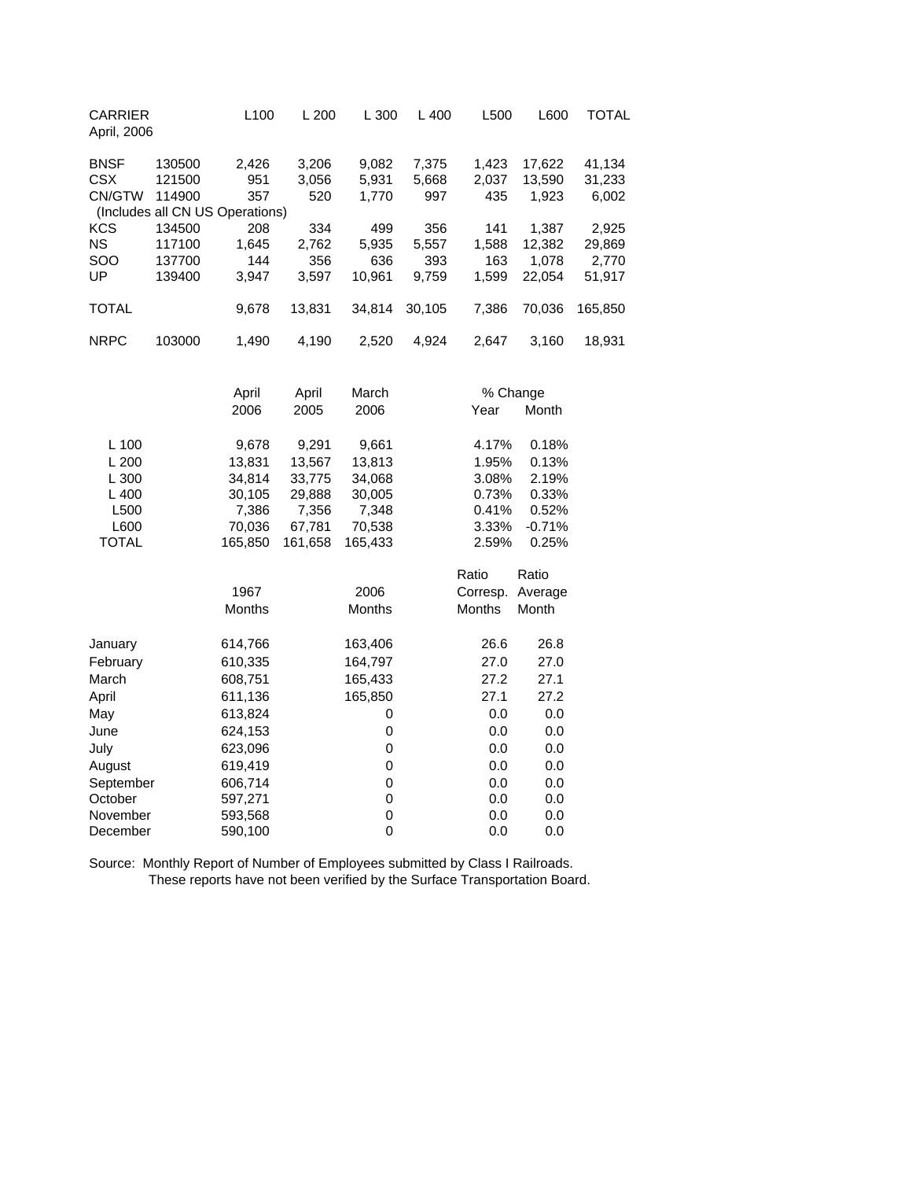| CARRIER April, 2006 | | L100 | L 200 | L 300 | L 400 | L500 | L600 | TOTAL |
|---|---|---|---|---|---|---|---|---|
| BNSF | 130500 | 2,426 | 3,206 | 9,082 | 7,375 | 1,423 | 17,622 | 41,134 |
| CSX | 121500 | 951 | 3,056 | 5,931 | 5,668 | 2,037 | 13,590 | 31,233 |
| CN/GTW | 114900 | 357 | 520 | 1,770 | 997 | 435 | 1,923 | 6,002 |
| (Includes all CN US Operations) | | | | | | | | |
| KCS | 134500 | 208 | 334 | 499 | 356 | 141 | 1,387 | 2,925 |
| NS | 117100 | 1,645 | 2,762 | 5,935 | 5,557 | 1,588 | 12,382 | 29,869 |
| SOO | 137700 | 144 | 356 | 636 | 393 | 163 | 1,078 | 2,770 |
| UP | 139400 | 3,947 | 3,597 | 10,961 | 9,759 | 1,599 | 22,054 | 51,917 |
| TOTAL | | 9,678 | 13,831 | 34,814 | 30,105 | 7,386 | 70,036 | 165,850 |
| NRPC | 103000 | 1,490 | 4,190 | 2,520 | 4,924 | 2,647 | 3,160 | 18,931 |

| | April 2006 | April 2005 | March 2006 | % Change Year | % Change Month |
|---|---|---|---|---|---|
| L 100 | 9,678 | 9,291 | 9,661 | 4.17% | 0.18% |
| L 200 | 13,831 | 13,567 | 13,813 | 1.95% | 0.13% |
| L 300 | 34,814 | 33,775 | 34,068 | 3.08% | 2.19% |
| L 400 | 30,105 | 29,888 | 30,005 | 0.73% | 0.33% |
| L500 | 7,386 | 7,356 | 7,348 | 0.41% | 0.52% |
| L600 | 70,036 | 67,781 | 70,538 | 3.33% | -0.71% |
| TOTAL | 165,850 | 161,658 | 165,433 | 2.59% | 0.25% |

| | 1967 Months | 2006 Months | Ratio Corresp. Months | Ratio Average Month |
|---|---|---|---|---|
| January | 614,766 | 163,406 | 26.6 | 26.8 |
| February | 610,335 | 164,797 | 27.0 | 27.0 |
| March | 608,751 | 165,433 | 27.2 | 27.1 |
| April | 611,136 | 165,850 | 27.1 | 27.2 |
| May | 613,824 | 0 | 0.0 | 0.0 |
| June | 624,153 | 0 | 0.0 | 0.0 |
| July | 623,096 | 0 | 0.0 | 0.0 |
| August | 619,419 | 0 | 0.0 | 0.0 |
| September | 606,714 | 0 | 0.0 | 0.0 |
| October | 597,271 | 0 | 0.0 | 0.0 |
| November | 593,568 | 0 | 0.0 | 0.0 |
| December | 590,100 | 0 | 0.0 | 0.0 |

Source: Monthly Report of Number of Employees submitted by Class I Railroads.
These reports have not been verified by the Surface Transportation Board.